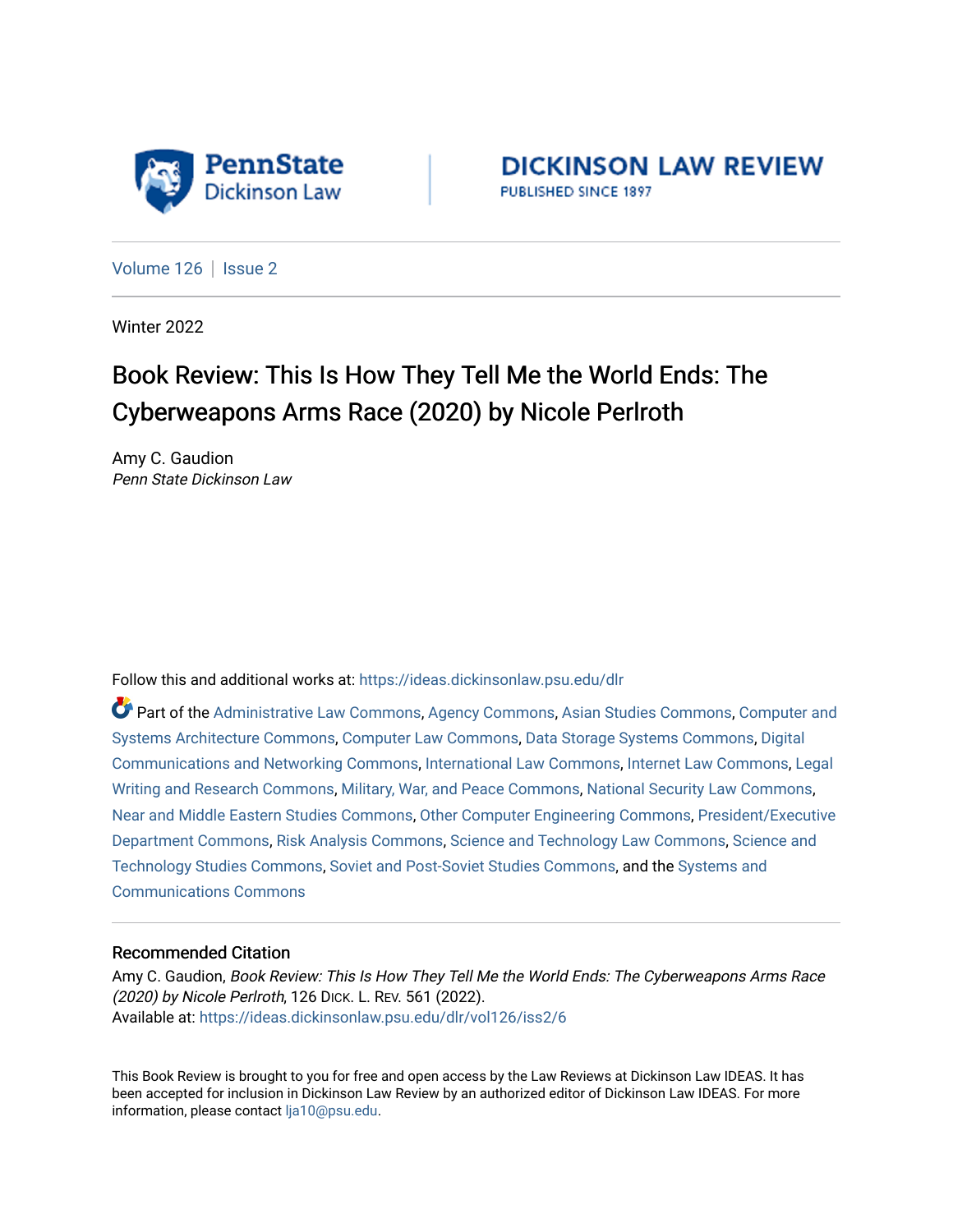PennState Dickinson Law

DICKINSON LAW REVIEW
PUBLISHED SINCE 1897

Volume 126 | Issue 2

Winter 2022

# Book Review: This Is How They Tell Me the World Ends: The Cyberweapons Arms Race (2020) by Nicole Perlroth

Amy C. Gaudion
*Penn State Dickinson Law*

Follow this and additional works at: https://ideas.dickinsonlaw.psu.edu/dlr

Part of the Administrative Law Commons, Agency Commons, Asian Studies Commons, Computer and Systems Architecture Commons, Computer Law Commons, Data Storage Systems Commons, Digital Communications and Networking Commons, International Law Commons, Internet Law Commons, Legal Writing and Research Commons, Military, War, and Peace Commons, National Security Law Commons, Near and Middle Eastern Studies Commons, Other Computer Engineering Commons, President/Executive Department Commons, Risk Analysis Commons, Science and Technology Law Commons, Science and Technology Studies Commons, Soviet and Post-Soviet Studies Commons, and the Systems and Communications Commons

## Recommended Citation

Amy C. Gaudion, *Book Review: This Is How They Tell Me the World Ends: The Cyberweapons Arms Race (2020) by Nicole Perlroth*, 126 DICK. L. REV. 561 (2022).
Available at: https://ideas.dickinsonlaw.psu.edu/dlr/vol126/iss2/6

This Book Review is brought to you for free and open access by the Law Reviews at Dickinson Law IDEAS. It has been accepted for inclusion in Dickinson Law Review by an authorized editor of Dickinson Law IDEAS. For more information, please contact lja10@psu.edu.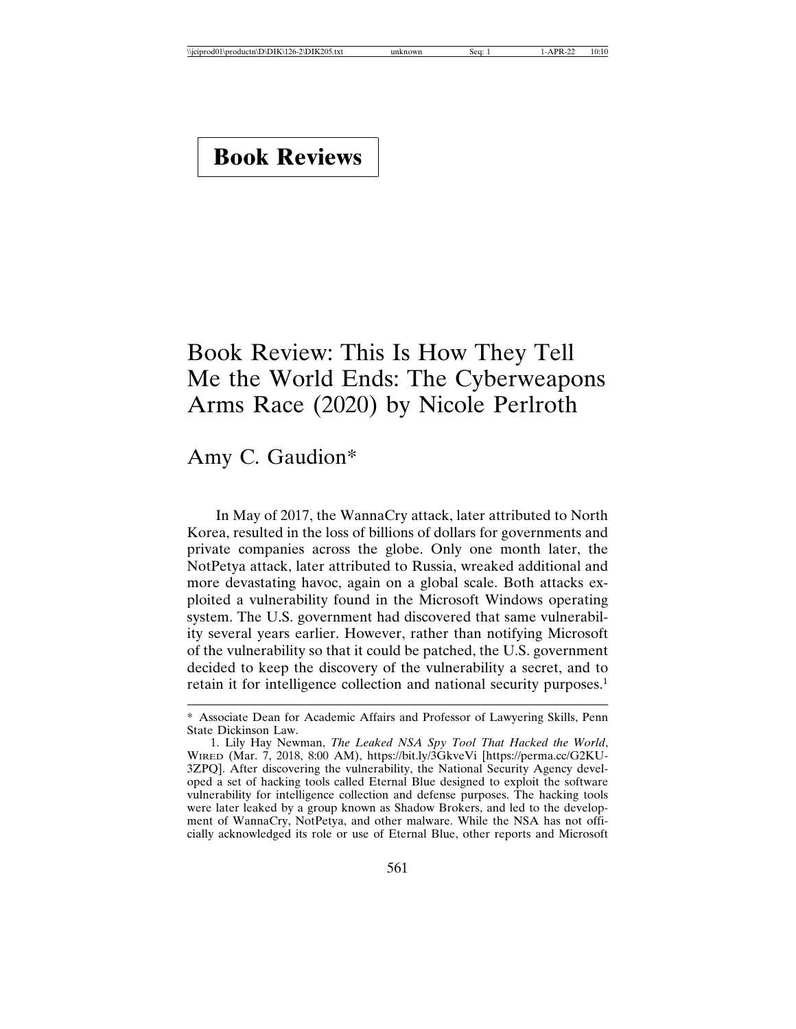# Book Reviews

# Book Review: This Is How They Tell Me the World Ends: The Cyberweapons Arms Race (2020) by Nicole Perlroth

## Amy C. Gaudion*

In May of 2017, the WannaCry attack, later attributed to North Korea, resulted in the loss of billions of dollars for governments and private companies across the globe. Only one month later, the NotPetya attack, later attributed to Russia, wreaked additional and more devastating havoc, again on a global scale. Both attacks exploited a vulnerability found in the Microsoft Windows operating system. The U.S. government had discovered that same vulnerability several years earlier. However, rather than notifying Microsoft of the vulnerability so that it could be patched, the U.S. government decided to keep the discovery of the vulnerability a secret, and to retain it for intelligence collection and national security purposes.[1]

---

\* Associate Dean for Academic Affairs and Professor of Lawyering Skills, Penn State Dickinson Law.

1. Lily Hay Newman, *The Leaked NSA Spy Tool That Hacked the World*, WIRED (Mar. 7, 2018, 8:00 AM), https://bit.ly/3GkveVi [https://perma.cc/G2KU-3ZPQ]. After discovering the vulnerability, the National Security Agency developed a set of hacking tools called Eternal Blue designed to exploit the software vulnerability for intelligence collection and defense purposes. The hacking tools were later leaked by a group known as Shadow Brokers, and led to the development of WannaCry, NotPetya, and other malware. While the NSA has not officially acknowledged its role or use of Eternal Blue, other reports and Microsoft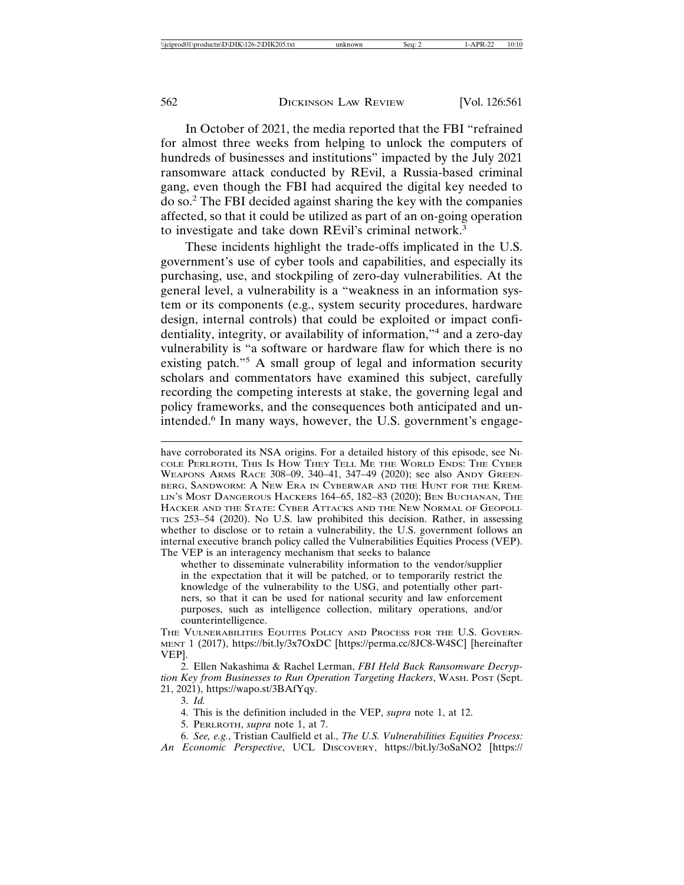In October of 2021, the media reported that the FBI "refrained for almost three weeks from helping to unlock the computers of hundreds of businesses and institutions" impacted by the July 2021 ransomware attack conducted by REvil, a Russia-based criminal gang, even though the FBI had acquired the digital key needed to do so.[2] The FBI decided against sharing the key with the companies affected, so that it could be utilized as part of an on-going operation to investigate and take down REvil's criminal network.[3]

These incidents highlight the trade-offs implicated in the U.S. government's use of cyber tools and capabilities, and especially its purchasing, use, and stockpiling of zero-day vulnerabilities. At the general level, a vulnerability is a "weakness in an information system or its components (e.g., system security procedures, hardware design, internal controls) that could be exploited or impact confidentiality, integrity, or availability of information,"[4] and a zero-day vulnerability is "a software or hardware flaw for which there is no existing patch."[5] A small group of legal and information security scholars and commentators have examined this subject, carefully recording the competing interests at stake, the governing legal and policy frameworks, and the consequences both anticipated and unintended.[6] In many ways, however, the U.S. government's engage-

---

have corroborated its NSA origins. For a detailed history of this episode, see NICOLE PERLROTH, THIS IS HOW THEY TELL ME THE WORLD ENDS: THE CYBER WEAPONS ARMS RACE 308–09, 340–41, 347–49 (2020); see also ANDY GREENBERG, SANDWORM: A NEW ERA IN CYBERWAR AND THE HUNT FOR THE KREMLIN'S MOST DANGEROUS HACKERS 164–65, 182–83 (2020); BEN BUCHANAN, THE HACKER AND THE STATE: CYBER ATTACKS AND THE NEW NORMAL OF GEOPOLITICS 253–54 (2020). No U.S. law prohibited this decision. Rather, in assessing whether to disclose or to retain a vulnerability, the U.S. government follows an internal executive branch policy called the Vulnerabilities Equities Process (VEP). The VEP is an interagency mechanism that seeks to balance

> whether to disseminate vulnerability information to the vendor/supplier in the expectation that it will be patched, or to temporarily restrict the knowledge of the vulnerability to the USG, and potentially other partners, so that it can be used for national security and law enforcement purposes, such as intelligence collection, military operations, and/or counterintelligence.

THE VULNERABILITIES EQUITES POLICY AND PROCESS FOR THE U.S. GOVERNMENT 1 (2017), https://bit.ly/3x7OxDC [https://perma.cc/8JC8-W4SC] [hereinafter VEP].

2. Ellen Nakashima & Rachel Lerman, *FBI Held Back Ransomware Decryption Key from Businesses to Run Operation Targeting Hackers*, WASH. POST (Sept. 21, 2021), https://wapo.st/3BAfYqy.

3. *Id.*

4. This is the definition included in the VEP, *supra* note 1, at 12.

5. PERLROTH, *supra* note 1, at 7.

6. *See, e.g.*, Tristian Caulfield et al., *The U.S. Vulnerabilities Equities Process: An Economic Perspective*, UCL DISCOVERY, https://bit.ly/3oSaNO2 [https://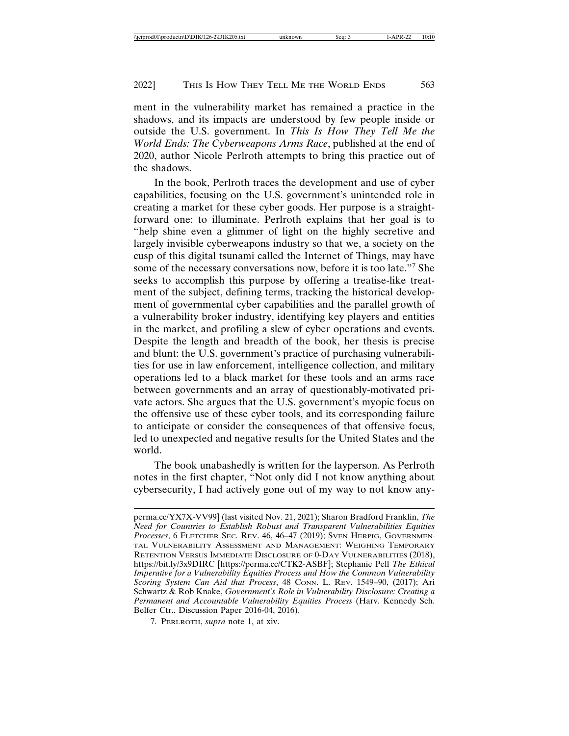ment in the vulnerability market has remained a practice in the shadows, and its impacts are understood by few people inside or outside the U.S. government. In *This Is How They Tell Me the World Ends: The Cyberweapons Arms Race*, published at the end of 2020, author Nicole Perlroth attempts to bring this practice out of the shadows.

In the book, Perlroth traces the development and use of cyber capabilities, focusing on the U.S. government's unintended role in creating a market for these cyber goods. Her purpose is a straightforward one: to illuminate. Perlroth explains that her goal is to "help shine even a glimmer of light on the highly secretive and largely invisible cyberweapons industry so that we, a society on the cusp of this digital tsunami called the Internet of Things, may have some of the necessary conversations now, before it is too late."[7] She seeks to accomplish this purpose by offering a treatise-like treatment of the subject, defining terms, tracking the historical development of governmental cyber capabilities and the parallel growth of a vulnerability broker industry, identifying key players and entities in the market, and profiling a slew of cyber operations and events. Despite the length and breadth of the book, her thesis is precise and blunt: the U.S. government's practice of purchasing vulnerabilities for use in law enforcement, intelligence collection, and military operations led to a black market for these tools and an arms race between governments and an array of questionably-motivated private actors. She argues that the U.S. government's myopic focus on the offensive use of these cyber tools, and its corresponding failure to anticipate or consider the consequences of that offensive focus, led to unexpected and negative results for the United States and the world.

The book unabashedly is written for the layperson. As Perlroth notes in the first chapter, "Not only did I not know anything about cybersecurity, I had actively gone out of my way to not know any-

---

perma.cc/YX7X-VV99] (last visited Nov. 21, 2021); Sharon Bradford Franklin, *The Need for Countries to Establish Robust and Transparent Vulnerabilities Equities Processes*, 6 FLETCHER SEC. REV. 46, 46–47 (2019); SVEN HERPIG, GOVERNMENTAL VULNERABILITY ASSESSMENT AND MANAGEMENT: WEIGHING TEMPORARY RETENTION VERSUS IMMEDIATE DISCLOSURE OF 0-DAY VULNERABILITIES (2018), https://bit.ly/3x9DIRC [https://perma.cc/CTK2-ASBF]; Stephanie Pell *The Ethical Imperative for a Vulnerability Equities Process and How the Common Vulnerability Scoring System Can Aid that Process*, 48 CONN. L. REV. 1549–90, (2017); Ari Schwartz & Rob Knake, *Government's Role in Vulnerability Disclosure: Creating a Permanent and Accountable Vulnerability Equities Process* (Harv. Kennedy Sch. Belfer Ctr., Discussion Paper 2016-04, 2016).

7. PERLROTH, *supra* note 1, at xiv.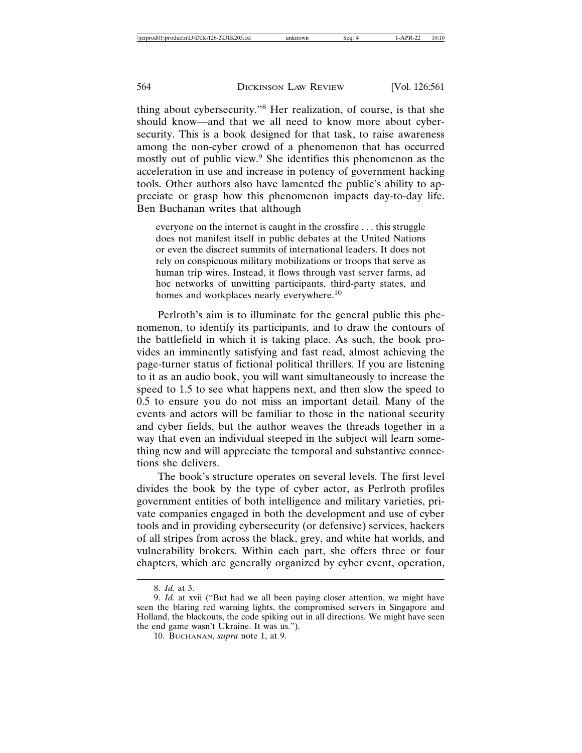thing about cybersecurity."[8] Her realization, of course, is that she should know—and that we all need to know more about cybersecurity. This is a book designed for that task, to raise awareness among the non-cyber crowd of a phenomenon that has occurred mostly out of public view.[9] She identifies this phenomenon as the acceleration in use and increase in potency of government hacking tools. Other authors also have lamented the public's ability to appreciate or grasp how this phenomenon impacts day-to-day life. Ben Buchanan writes that although

> everyone on the internet is caught in the crossfire . . . this struggle does not manifest itself in public debates at the United Nations or even the discreet summits of international leaders. It does not rely on conspicuous military mobilizations or troops that serve as human trip wires. Instead, it flows through vast server farms, ad hoc networks of unwitting participants, third-party states, and homes and workplaces nearly everywhere.[10]

Perlroth's aim is to illuminate for the general public this phenomenon, to identify its participants, and to draw the contours of the battlefield in which it is taking place. As such, the book provides an imminently satisfying and fast read, almost achieving the page-turner status of fictional political thrillers. If you are listening to it as an audio book, you will want simultaneously to increase the speed to 1.5 to see what happens next, and then slow the speed to 0.5 to ensure you do not miss an important detail. Many of the events and actors will be familiar to those in the national security and cyber fields, but the author weaves the threads together in a way that even an individual steeped in the subject will learn something new and will appreciate the temporal and substantive connections she delivers.

The book's structure operates on several levels. The first level divides the book by the type of cyber actor, as Perlroth profiles government entities of both intelligence and military varieties, private companies engaged in both the development and use of cyber tools and in providing cybersecurity (or defensive) services, hackers of all stripes from across the black, grey, and white hat worlds, and vulnerability brokers. Within each part, she offers three or four chapters, which are generally organized by cyber event, operation,

---

8. *Id.* at 3.

9. *Id.* at xvii ("But had we all been paying closer attention, we might have seen the blaring red warning lights, the compromised servers in Singapore and Holland, the blackouts, the code spiking out in all directions. We might have seen the end game wasn't Ukraine. It was us.").

10. BUCHANAN, *supra* note 1, at 9.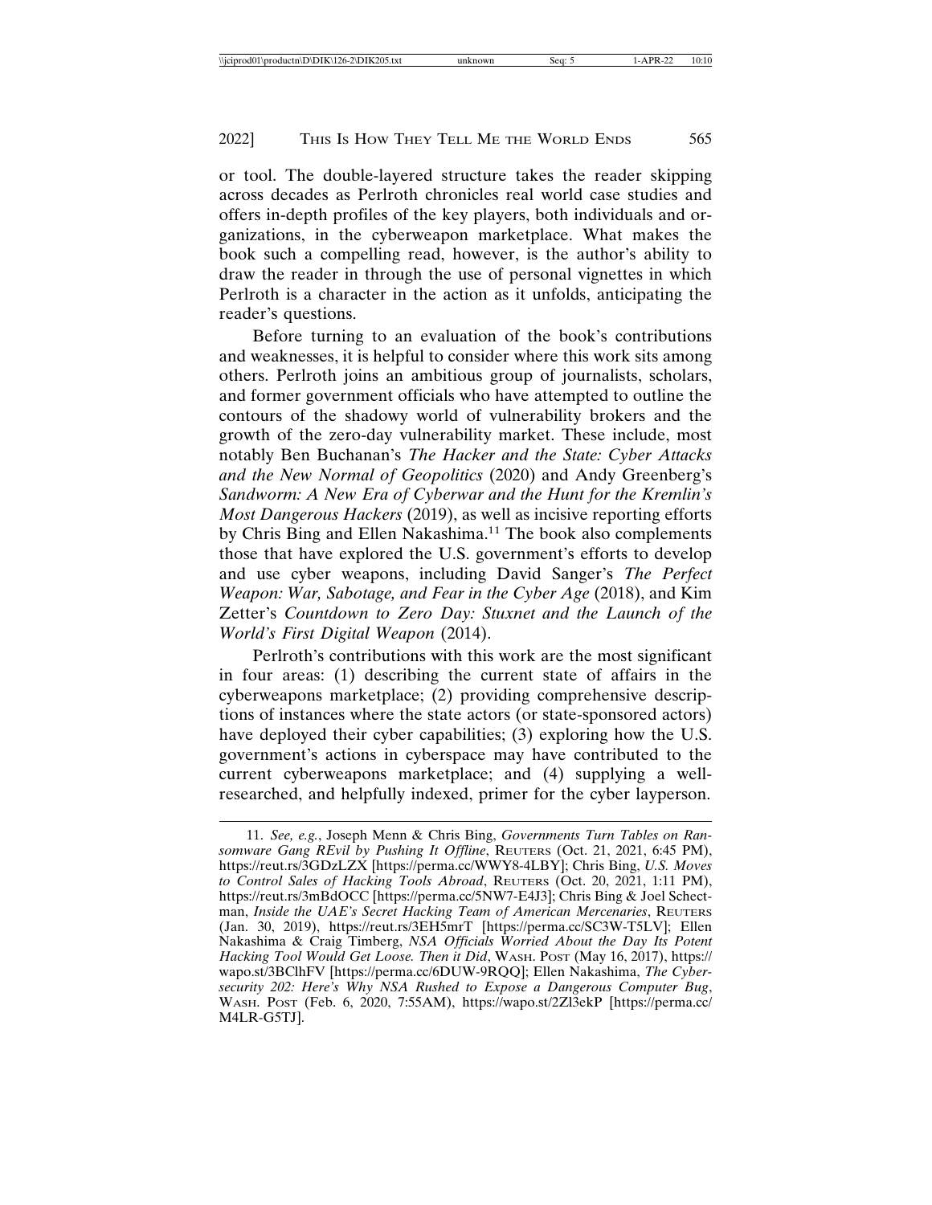or tool. The double-layered structure takes the reader skipping across decades as Perlroth chronicles real world case studies and offers in-depth profiles of the key players, both individuals and organizations, in the cyberweapon marketplace. What makes the book such a compelling read, however, is the author's ability to draw the reader in through the use of personal vignettes in which Perlroth is a character in the action as it unfolds, anticipating the reader's questions.

Before turning to an evaluation of the book's contributions and weaknesses, it is helpful to consider where this work sits among others. Perlroth joins an ambitious group of journalists, scholars, and former government officials who have attempted to outline the contours of the shadowy world of vulnerability brokers and the growth of the zero-day vulnerability market. These include, most notably Ben Buchanan's *The Hacker and the State: Cyber Attacks and the New Normal of Geopolitics* (2020) and Andy Greenberg's *Sandworm: A New Era of Cyberwar and the Hunt for the Kremlin's Most Dangerous Hackers* (2019), as well as incisive reporting efforts by Chris Bing and Ellen Nakashima.[11] The book also complements those that have explored the U.S. government's efforts to develop and use cyber weapons, including David Sanger's *The Perfect Weapon: War, Sabotage, and Fear in the Cyber Age* (2018), and Kim Zetter's *Countdown to Zero Day: Stuxnet and the Launch of the World's First Digital Weapon* (2014).

Perlroth's contributions with this work are the most significant in four areas: (1) describing the current state of affairs in the cyberweapons marketplace; (2) providing comprehensive descriptions of instances where the state actors (or state-sponsored actors) have deployed their cyber capabilities; (3) exploring how the U.S. government's actions in cyberspace may have contributed to the current cyberweapons marketplace; and (4) supplying a well-researched, and helpfully indexed, primer for the cyber layperson.

---

11. *See, e.g.*, Joseph Menn & Chris Bing, *Governments Turn Tables on Ransomware Gang REvil by Pushing It Offline*, REUTERS (Oct. 21, 2021, 6:45 PM), https://reut.rs/3GDzLZX [https://perma.cc/WWY8-4LBY]; Chris Bing, *U.S. Moves to Control Sales of Hacking Tools Abroad*, REUTERS (Oct. 20, 2021, 1:11 PM), https://reut.rs/3mBdOCC [https://perma.cc/5NW7-E4J3]; Chris Bing & Joel Schectman, *Inside the UAE's Secret Hacking Team of American Mercenaries*, REUTERS (Jan. 30, 2019), https://reut.rs/3EH5mrT [https://perma.cc/SC3W-T5LV]; Ellen Nakashima & Craig Timberg, *NSA Officials Worried About the Day Its Potent Hacking Tool Would Get Loose. Then it Did*, WASH. POST (May 16, 2017), https://wapo.st/3BClhFV [https://perma.cc/6DUW-9RQQ]; Ellen Nakashima, *The Cybersecurity 202: Here's Why NSA Rushed to Expose a Dangerous Computer Bug*, WASH. POST (Feb. 6, 2020, 7:55AM), https://wapo.st/2Zl3ekP [https://perma.cc/M4LR-G5TJ].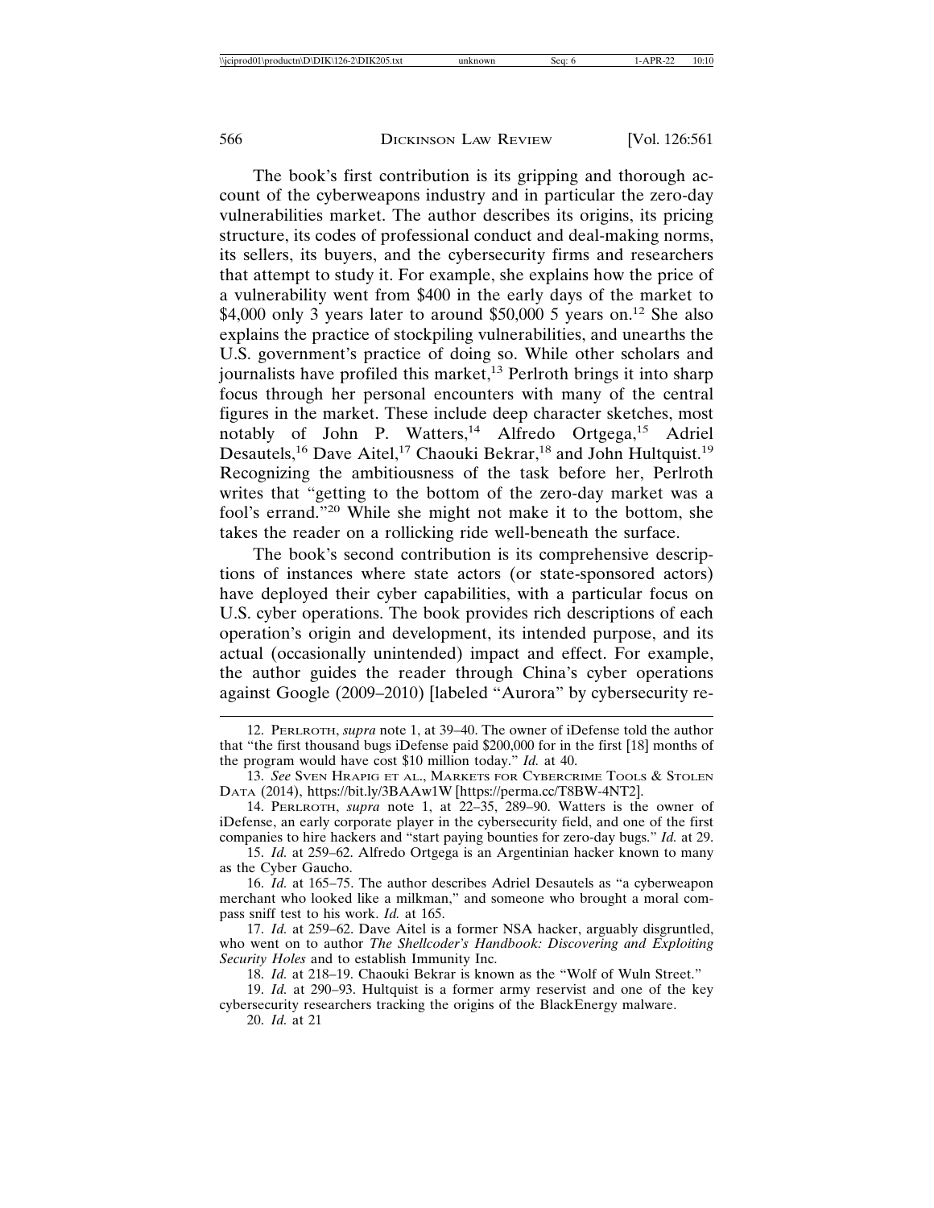The book's first contribution is its gripping and thorough account of the cyberweapons industry and in particular the zero-day vulnerabilities market. The author describes its origins, its pricing structure, its codes of professional conduct and deal-making norms, its sellers, its buyers, and the cybersecurity firms and researchers that attempt to study it. For example, she explains how the price of a vulnerability went from $400 in the early days of the market to $4,000 only 3 years later to around $50,000 5 years on.[12] She also explains the practice of stockpiling vulnerabilities, and unearths the U.S. government's practice of doing so. While other scholars and journalists have profiled this market,[13] Perlroth brings it into sharp focus through her personal encounters with many of the central figures in the market. These include deep character sketches, most notably of John P. Watters,[14] Alfredo Ortgega,[15] Adriel Desautels,[16] Dave Aitel,[17] Chaouki Bekrar,[18] and John Hultquist.[19] Recognizing the ambitiousness of the task before her, Perlroth writes that "getting to the bottom of the zero-day market was a fool's errand."[20] While she might not make it to the bottom, she takes the reader on a rollicking ride well-beneath the surface.

The book's second contribution is its comprehensive descriptions of instances where state actors (or state-sponsored actors) have deployed their cyber capabilities, with a particular focus on U.S. cyber operations. The book provides rich descriptions of each operation's origin and development, its intended purpose, and its actual (occasionally unintended) impact and effect. For example, the author guides the reader through China's cyber operations against Google (2009–2010) [labeled "Aurora" by cybersecurity re-

---

12. PERLROTH, *supra* note 1, at 39–40. The owner of iDefense told the author that "the first thousand bugs iDefense paid $200,000 for in the first [18] months of the program would have cost $10 million today." *Id.* at 40.

13. *See* SVEN HRAPIG ET AL., MARKETS FOR CYBERCRIME TOOLS & STOLEN DATA (2014), https://bit.ly/3BAAw1W [https://perma.cc/T8BW-4NT2].

14. PERLROTH, *supra* note 1, at 22–35, 289–90. Watters is the owner of iDefense, an early corporate player in the cybersecurity field, and one of the first companies to hire hackers and "start paying bounties for zero-day bugs." *Id.* at 29.

15. *Id.* at 259–62. Alfredo Ortgega is an Argentinian hacker known to many as the Cyber Gaucho.

16. *Id.* at 165–75. The author describes Adriel Desautels as "a cyberweapon merchant who looked like a milkman," and someone who brought a moral compass sniff test to his work. *Id.* at 165.

17. *Id.* at 259–62. Dave Aitel is a former NSA hacker, arguably disgruntled, who went on to author *The Shellcoder's Handbook: Discovering and Exploiting Security Holes* and to establish Immunity Inc.

18. *Id.* at 218–19. Chaouki Bekrar is known as the "Wolf of Wuln Street."

19. *Id.* at 290–93. Hultquist is a former army reservist and one of the key cybersecurity researchers tracking the origins of the BlackEnergy malware.

20. *Id.* at 21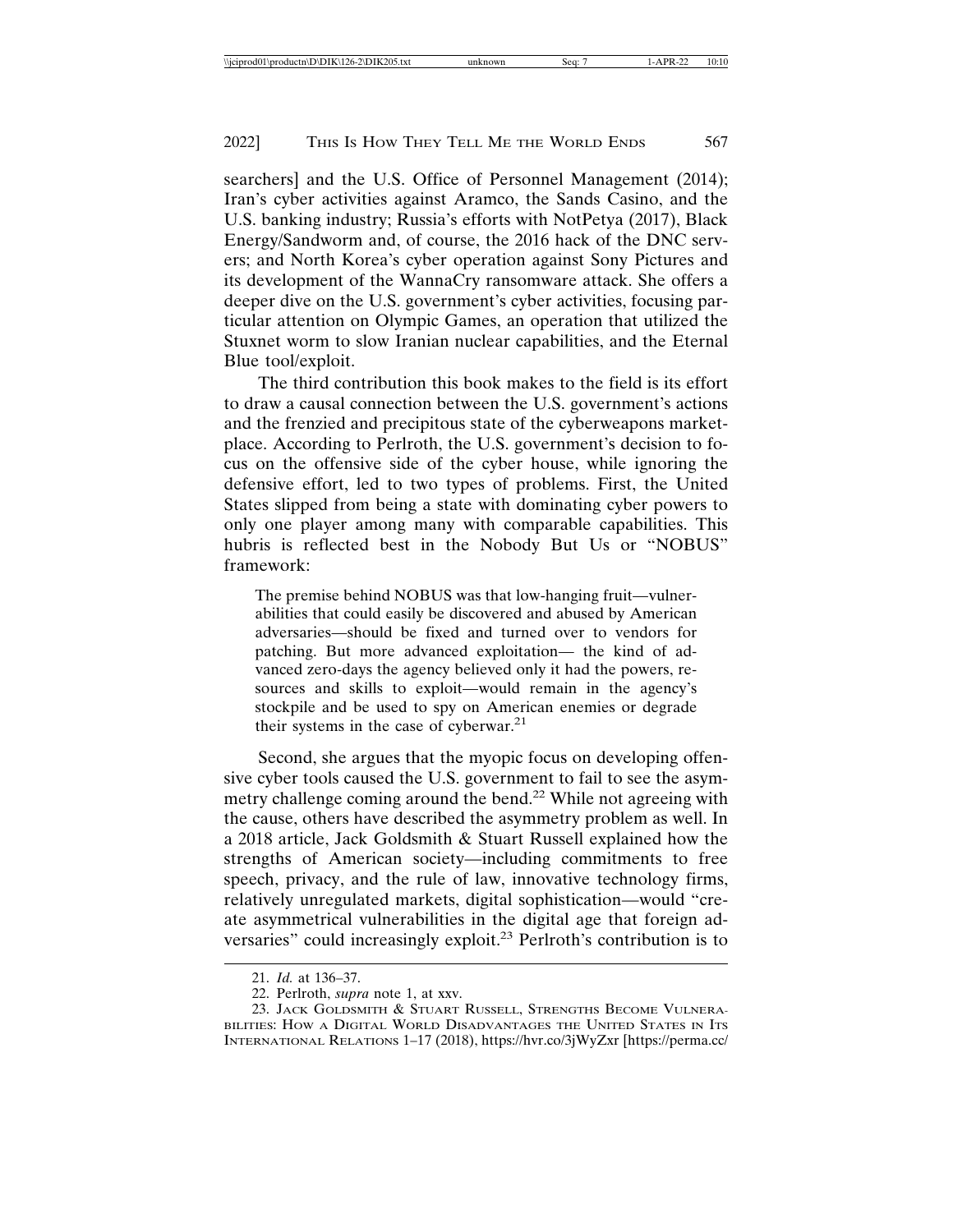searchers] and the U.S. Office of Personnel Management (2014); Iran's cyber activities against Aramco, the Sands Casino, and the U.S. banking industry; Russia's efforts with NotPetya (2017), Black Energy/Sandworm and, of course, the 2016 hack of the DNC servers; and North Korea's cyber operation against Sony Pictures and its development of the WannaCry ransomware attack. She offers a deeper dive on the U.S. government's cyber activities, focusing particular attention on Olympic Games, an operation that utilized the Stuxnet worm to slow Iranian nuclear capabilities, and the Eternal Blue tool/exploit.

The third contribution this book makes to the field is its effort to draw a causal connection between the U.S. government's actions and the frenzied and precipitous state of the cyberweapons marketplace. According to Perlroth, the U.S. government's decision to focus on the offensive side of the cyber house, while ignoring the defensive effort, led to two types of problems. First, the United States slipped from being a state with dominating cyber powers to only one player among many with comparable capabilities. This hubris is reflected best in the Nobody But Us or "NOBUS" framework:

> The premise behind NOBUS was that low-hanging fruit—vulnerabilities that could easily be discovered and abused by American adversaries—should be fixed and turned over to vendors for patching. But more advanced exploitation— the kind of advanced zero-days the agency believed only it had the powers, resources and skills to exploit—would remain in the agency's stockpile and be used to spy on American enemies or degrade their systems in the case of cyberwar.[21]

Second, she argues that the myopic focus on developing offensive cyber tools caused the U.S. government to fail to see the asymmetry challenge coming around the bend.[22] While not agreeing with the cause, others have described the asymmetry problem as well. In a 2018 article, Jack Goldsmith & Stuart Russell explained how the strengths of American society—including commitments to free speech, privacy, and the rule of law, innovative technology firms, relatively unregulated markets, digital sophistication—would "create asymmetrical vulnerabilities in the digital age that foreign adversaries" could increasingly exploit.[23] Perlroth's contribution is to

---

21. *Id.* at 136–37.

22. Perlroth, *supra* note 1, at xxv.

23. Jack Goldsmith & Stuart Russell, Strengths Become Vulnerabilities: How a Digital World Disadvantages the United States in Its International Relations 1–17 (2018), https://hvr.co/3jWyZxr [https://perma.cc/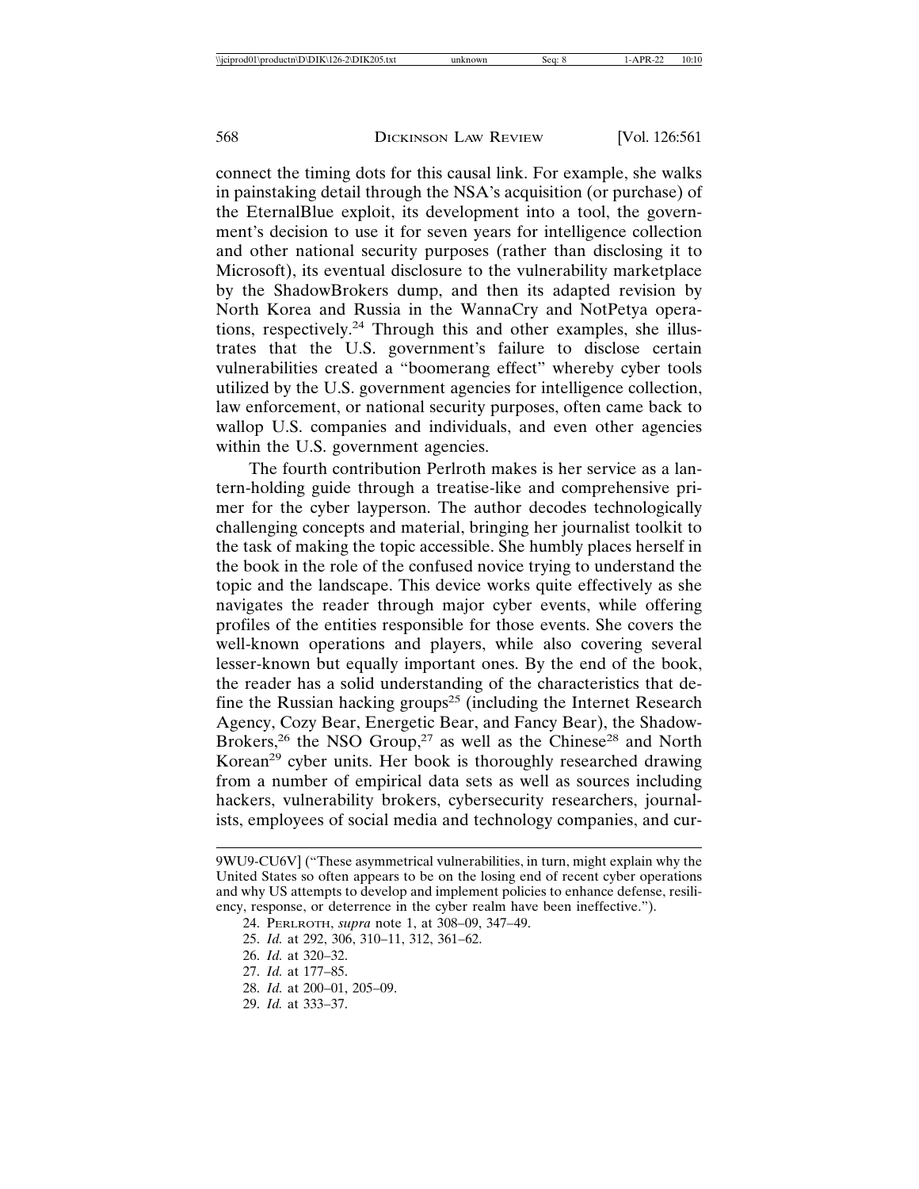connect the timing dots for this causal link. For example, she walks in painstaking detail through the NSA's acquisition (or purchase) of the EternalBlue exploit, its development into a tool, the government's decision to use it for seven years for intelligence collection and other national security purposes (rather than disclosing it to Microsoft), its eventual disclosure to the vulnerability marketplace by the ShadowBrokers dump, and then its adapted revision by North Korea and Russia in the WannaCry and NotPetya operations, respectively.[24] Through this and other examples, she illustrates that the U.S. government's failure to disclose certain vulnerabilities created a "boomerang effect" whereby cyber tools utilized by the U.S. government agencies for intelligence collection, law enforcement, or national security purposes, often came back to wallop U.S. companies and individuals, and even other agencies within the U.S. government agencies.

The fourth contribution Perlroth makes is her service as a lantern-holding guide through a treatise-like and comprehensive primer for the cyber layperson. The author decodes technologically challenging concepts and material, bringing her journalist toolkit to the task of making the topic accessible. She humbly places herself in the book in the role of the confused novice trying to understand the topic and the landscape. This device works quite effectively as she navigates the reader through major cyber events, while offering profiles of the entities responsible for those events. She covers the well-known operations and players, while also covering several lesser-known but equally important ones. By the end of the book, the reader has a solid understanding of the characteristics that define the Russian hacking groups[25] (including the Internet Research Agency, Cozy Bear, Energetic Bear, and Fancy Bear), the ShadowBrokers,[26] the NSO Group,[27] as well as the Chinese[28] and North Korean[29] cyber units. Her book is thoroughly researched drawing from a number of empirical data sets as well as sources including hackers, vulnerability brokers, cybersecurity researchers, journalists, employees of social media and technology companies, and cur-

9WU9-CU6V] ("These asymmetrical vulnerabilities, in turn, might explain why the United States so often appears to be on the losing end of recent cyber operations and why US attempts to develop and implement policies to enhance defense, resiliency, response, or deterrence in the cyber realm have been ineffective.").

24. PERLROTH, *supra* note 1, at 308–09, 347–49.

25. *Id.* at 292, 306, 310–11, 312, 361–62.

26. *Id.* at 320–32.

27. *Id.* at 177–85.

28. *Id.* at 200–01, 205–09.

29. *Id.* at 333–37.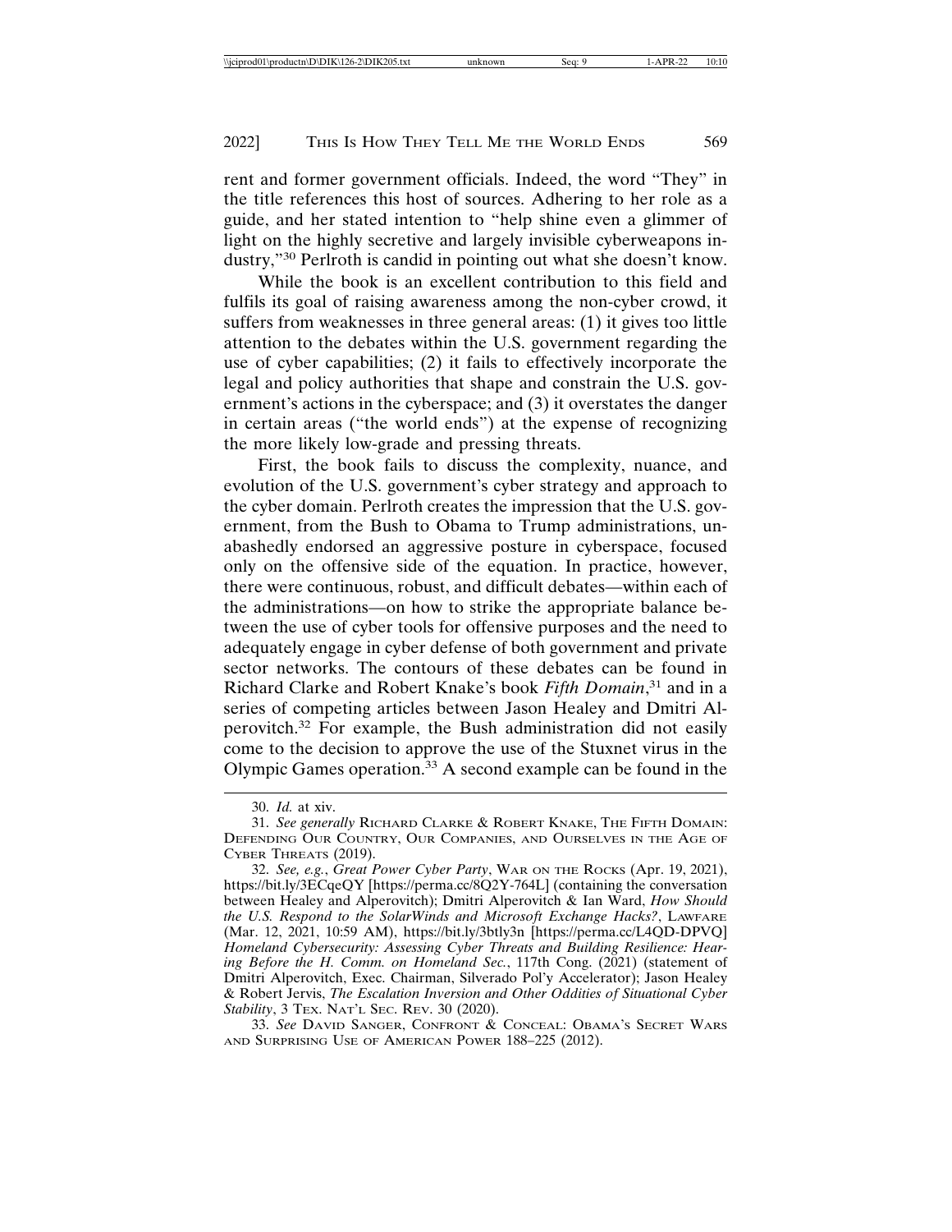rent and former government officials. Indeed, the word "They" in the title references this host of sources. Adhering to her role as a guide, and her stated intention to "help shine even a glimmer of light on the highly secretive and largely invisible cyberweapons industry,"[30] Perlroth is candid in pointing out what she doesn't know.

While the book is an excellent contribution to this field and fulfils its goal of raising awareness among the non-cyber crowd, it suffers from weaknesses in three general areas: (1) it gives too little attention to the debates within the U.S. government regarding the use of cyber capabilities; (2) it fails to effectively incorporate the legal and policy authorities that shape and constrain the U.S. government's actions in the cyberspace; and (3) it overstates the danger in certain areas ("the world ends") at the expense of recognizing the more likely low-grade and pressing threats.

First, the book fails to discuss the complexity, nuance, and evolution of the U.S. government's cyber strategy and approach to the cyber domain. Perlroth creates the impression that the U.S. government, from the Bush to Obama to Trump administrations, unabashedly endorsed an aggressive posture in cyberspace, focused only on the offensive side of the equation. In practice, however, there were continuous, robust, and difficult debates—within each of the administrations—on how to strike the appropriate balance between the use of cyber tools for offensive purposes and the need to adequately engage in cyber defense of both government and private sector networks. The contours of these debates can be found in Richard Clarke and Robert Knake's book *Fifth Domain*,[31] and in a series of competing articles between Jason Healey and Dmitri Alperovitch.[32] For example, the Bush administration did not easily come to the decision to approve the use of the Stuxnet virus in the Olympic Games operation.[33] A second example can be found in the

---

30. *Id.* at xiv.

31. *See generally* Richard Clarke & Robert Knake, The Fifth Domain: Defending Our Country, Our Companies, and Ourselves in the Age of Cyber Threats (2019).

32. *See, e.g.*, *Great Power Cyber Party*, War on the Rocks (Apr. 19, 2021), https://bit.ly/3ECqeQY [https://perma.cc/8Q2Y-764L] (containing the conversation between Healey and Alperovitch); Dmitri Alperovitch & Ian Ward, *How Should the U.S. Respond to the SolarWinds and Microsoft Exchange Hacks?*, Lawfare (Mar. 12, 2021, 10:59 AM), https://bit.ly/3btly3n [https://perma.cc/L4QD-DPVQ] *Homeland Cybersecurity: Assessing Cyber Threats and Building Resilience: Hearing Before the H. Comm. on Homeland Sec.*, 117th Cong. (2021) (statement of Dmitri Alperovitch, Exec. Chairman, Silverado Pol'y Accelerator); Jason Healey & Robert Jervis, *The Escalation Inversion and Other Oddities of Situational Cyber Stability*, 3 Tex. Nat'l Sec. Rev. 30 (2020).

33. *See* David Sanger, Confront & Conceal: Obama's Secret Wars and Surprising Use of American Power 188–225 (2012).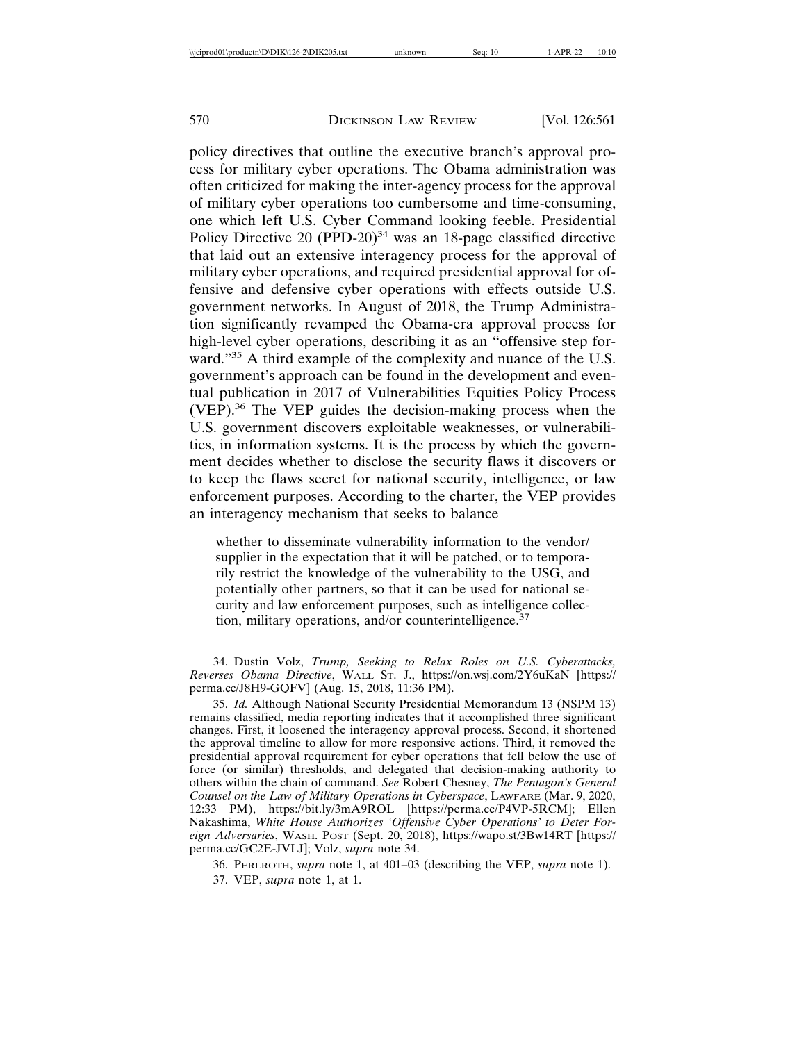policy directives that outline the executive branch's approval process for military cyber operations. The Obama administration was often criticized for making the inter-agency process for the approval of military cyber operations too cumbersome and time-consuming, one which left U.S. Cyber Command looking feeble. Presidential Policy Directive 20 (PPD-20)[34] was an 18-page classified directive that laid out an extensive interagency process for the approval of military cyber operations, and required presidential approval for offensive and defensive cyber operations with effects outside U.S. government networks. In August of 2018, the Trump Administration significantly revamped the Obama-era approval process for high-level cyber operations, describing it as an "offensive step forward."[35] A third example of the complexity and nuance of the U.S. government's approach can be found in the development and eventual publication in 2017 of Vulnerabilities Equities Policy Process (VEP).[36] The VEP guides the decision-making process when the U.S. government discovers exploitable weaknesses, or vulnerabilities, in information systems. It is the process by which the government decides whether to disclose the security flaws it discovers or to keep the flaws secret for national security, intelligence, or law enforcement purposes. According to the charter, the VEP provides an interagency mechanism that seeks to balance

> whether to disseminate vulnerability information to the vendor/supplier in the expectation that it will be patched, or to temporarily restrict the knowledge of the vulnerability to the USG, and potentially other partners, so that it can be used for national security and law enforcement purposes, such as intelligence collection, military operations, and/or counterintelligence.[37]

---

34. Dustin Volz, *Trump, Seeking to Relax Roles on U.S. Cyberattacks, Reverses Obama Directive*, WALL ST. J., https://on.wsj.com/2Y6uKaN [https://perma.cc/J8H9-GQFV] (Aug. 15, 2018, 11:36 PM).

35. *Id.* Although National Security Presidential Memorandum 13 (NSPM 13) remains classified, media reporting indicates that it accomplished three significant changes. First, it loosened the interagency approval process. Second, it shortened the approval timeline to allow for more responsive actions. Third, it removed the presidential approval requirement for cyber operations that fell below the use of force (or similar) thresholds, and delegated that decision-making authority to others within the chain of command. *See* Robert Chesney, *The Pentagon's General Counsel on the Law of Military Operations in Cyberspace*, LAWFARE (Mar. 9, 2020, 12:33 PM), https://bit.ly/3mA9ROL [https://perma.cc/P4VP-5RCM]; Ellen Nakashima, *White House Authorizes 'Offensive Cyber Operations' to Deter Foreign Adversaries*, WASH. POST (Sept. 20, 2018), https://wapo.st/3Bw14RT [https://perma.cc/GC2E-JVLJ]; Volz, *supra* note 34.

36. PERLROTH, *supra* note 1, at 401–03 (describing the VEP, *supra* note 1).

37. VEP, *supra* note 1, at 1.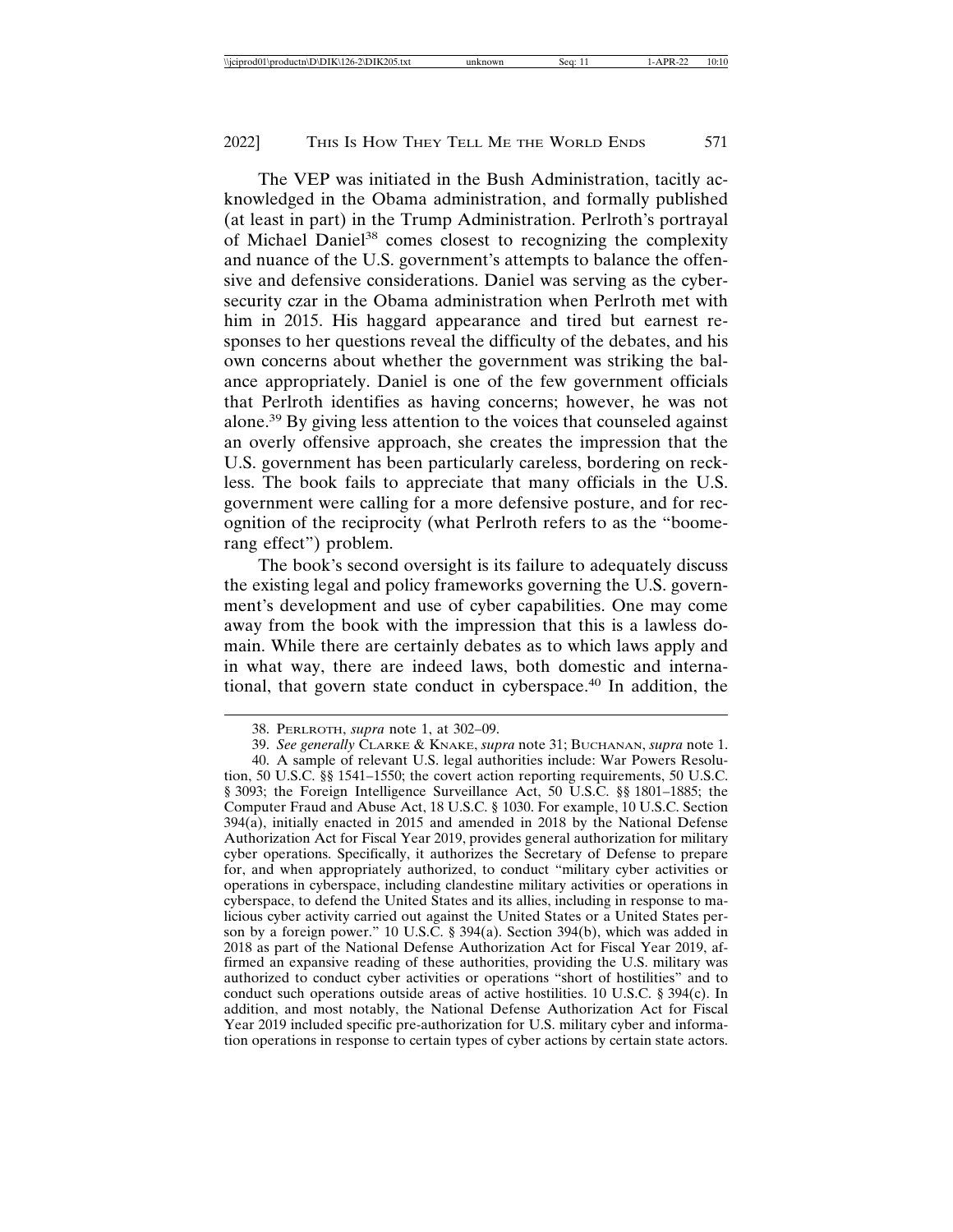The VEP was initiated in the Bush Administration, tacitly acknowledged in the Obama administration, and formally published (at least in part) in the Trump Administration. Perlroth's portrayal of Michael Daniel[38] comes closest to recognizing the complexity and nuance of the U.S. government's attempts to balance the offensive and defensive considerations. Daniel was serving as the cybersecurity czar in the Obama administration when Perlroth met with him in 2015. His haggard appearance and tired but earnest responses to her questions reveal the difficulty of the debates, and his own concerns about whether the government was striking the balance appropriately. Daniel is one of the few government officials that Perlroth identifies as having concerns; however, he was not alone.[39] By giving less attention to the voices that counseled against an overly offensive approach, she creates the impression that the U.S. government has been particularly careless, bordering on reckless. The book fails to appreciate that many officials in the U.S. government were calling for a more defensive posture, and for recognition of the reciprocity (what Perlroth refers to as the "boomerang effect") problem.

The book's second oversight is its failure to adequately discuss the existing legal and policy frameworks governing the U.S. government's development and use of cyber capabilities. One may come away from the book with the impression that this is a lawless domain. While there are certainly debates as to which laws apply and in what way, there are indeed laws, both domestic and international, that govern state conduct in cyberspace.[40] In addition, the

---

38. PERLROTH, *supra* note 1, at 302–09.

39. *See generally* CLARKE & KNAKE, *supra* note 31; BUCHANAN, *supra* note 1.

40. A sample of relevant U.S. legal authorities include: War Powers Resolution, 50 U.S.C. §§ 1541–1550; the covert action reporting requirements, 50 U.S.C. § 3093; the Foreign Intelligence Surveillance Act, 50 U.S.C. §§ 1801–1885; the Computer Fraud and Abuse Act, 18 U.S.C. § 1030. For example, 10 U.S.C. Section 394(a), initially enacted in 2015 and amended in 2018 by the National Defense Authorization Act for Fiscal Year 2019, provides general authorization for military cyber operations. Specifically, it authorizes the Secretary of Defense to prepare for, and when appropriately authorized, to conduct "military cyber activities or operations in cyberspace, including clandestine military activities or operations in cyberspace, to defend the United States and its allies, including in response to malicious cyber activity carried out against the United States or a United States person by a foreign power." 10 U.S.C. § 394(a). Section 394(b), which was added in 2018 as part of the National Defense Authorization Act for Fiscal Year 2019, affirmed an expansive reading of these authorities, providing the U.S. military was authorized to conduct cyber activities or operations "short of hostilities" and to conduct such operations outside areas of active hostilities. 10 U.S.C. § 394(c). In addition, and most notably, the National Defense Authorization Act for Fiscal Year 2019 included specific pre-authorization for U.S. military cyber and information operations in response to certain types of cyber actions by certain state actors.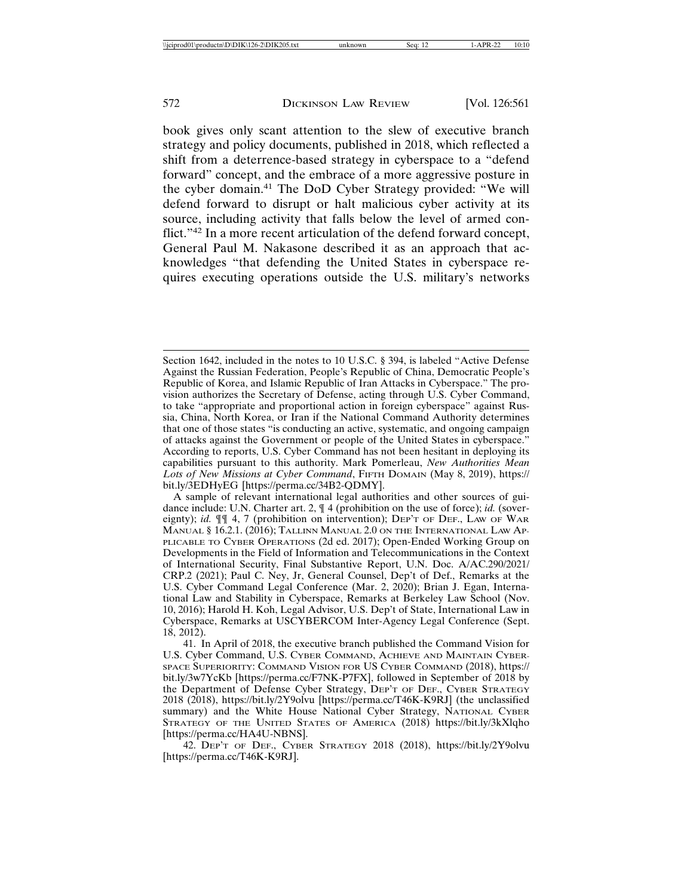book gives only scant attention to the slew of executive branch strategy and policy documents, published in 2018, which reflected a shift from a deterrence-based strategy in cyberspace to a "defend forward" concept, and the embrace of a more aggressive posture in the cyber domain.[41] The DoD Cyber Strategy provided: "We will defend forward to disrupt or halt malicious cyber activity at its source, including activity that falls below the level of armed conflict."[42] In a more recent articulation of the defend forward concept, General Paul M. Nakasone described it as an approach that acknowledges "that defending the United States in cyberspace requires executing operations outside the U.S. military's networks

---

Section 1642, included in the notes to 10 U.S.C. § 394, is labeled "Active Defense Against the Russian Federation, People's Republic of China, Democratic People's Republic of Korea, and Islamic Republic of Iran Attacks in Cyberspace." The provision authorizes the Secretary of Defense, acting through U.S. Cyber Command, to take "appropriate and proportional action in foreign cyberspace" against Russia, China, North Korea, or Iran if the National Command Authority determines that one of those states "is conducting an active, systematic, and ongoing campaign of attacks against the Government or people of the United States in cyberspace." According to reports, U.S. Cyber Command has not been hesitant in deploying its capabilities pursuant to this authority. Mark Pomerleau, *New Authorities Mean Lots of New Missions at Cyber Command*, FIFTH DOMAIN (May 8, 2019), https://bit.ly/3EDHyEG [https://perma.cc/34B2-QDMY].

A sample of relevant international legal authorities and other sources of guidance include: U.N. Charter art. 2, ¶ 4 (prohibition on the use of force); *id.* (sovereignty); *id.* ¶¶ 4, 7 (prohibition on intervention); DEP'T OF DEF., LAW OF WAR MANUAL § 16.2.1. (2016); TALLINN MANUAL 2.0 ON THE INTERNATIONAL LAW APPLICABLE TO CYBER OPERATIONS (2d ed. 2017); Open-Ended Working Group on Developments in the Field of Information and Telecommunications in the Context of International Security, Final Substantive Report, U.N. Doc. A/AC.290/2021/CRP.2 (2021); Paul C. Ney, Jr, General Counsel, Dep't of Def., Remarks at the U.S. Cyber Command Legal Conference (Mar. 2, 2020); Brian J. Egan, International Law and Stability in Cyberspace, Remarks at Berkeley Law School (Nov. 10, 2016); Harold H. Koh, Legal Advisor, U.S. Dep't of State, International Law in Cyberspace, Remarks at USCYBERCOM Inter-Agency Legal Conference (Sept. 18, 2012).

41. In April of 2018, the executive branch published the Command Vision for U.S. Cyber Command, U.S. CYBER COMMAND, ACHIEVE AND MAINTAIN CYBERSPACE SUPERIORITY: COMMAND VISION FOR US CYBER COMMAND (2018), https://bit.ly/3w7YcKb [https://perma.cc/F7NK-P7FX], followed in September of 2018 by the Department of Defense Cyber Strategy, DEP'T OF DEF., CYBER STRATEGY 2018 (2018), https://bit.ly/2Y9olvu [https://perma.cc/T46K-K9RJ] (the unclassified summary) and the White House National Cyber Strategy, NATIONAL CYBER STRATEGY OF THE UNITED STATES OF AMERICA (2018) https://bit.ly/3kXlqho [https://perma.cc/HA4U-NBNS].

42. DEP'T OF DEF., CYBER STRATEGY 2018 (2018), https://bit.ly/2Y9olvu [https://perma.cc/T46K-K9RJ].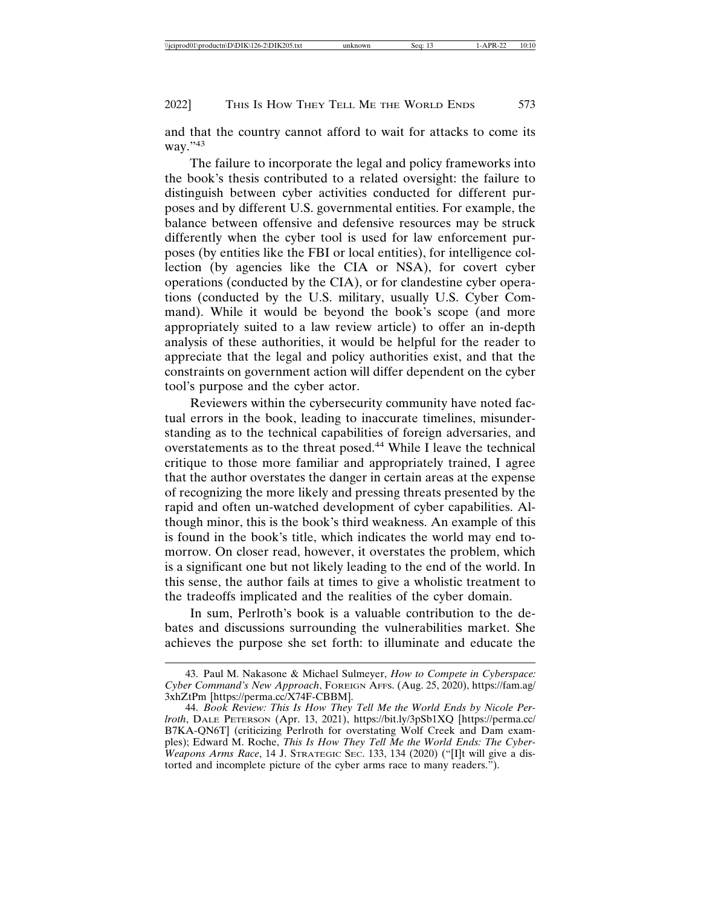and that the country cannot afford to wait for attacks to come its way."[43]

The failure to incorporate the legal and policy frameworks into the book's thesis contributed to a related oversight: the failure to distinguish between cyber activities conducted for different purposes and by different U.S. governmental entities. For example, the balance between offensive and defensive resources may be struck differently when the cyber tool is used for law enforcement purposes (by entities like the FBI or local entities), for intelligence collection (by agencies like the CIA or NSA), for covert cyber operations (conducted by the CIA), or for clandestine cyber operations (conducted by the U.S. military, usually U.S. Cyber Command). While it would be beyond the book's scope (and more appropriately suited to a law review article) to offer an in-depth analysis of these authorities, it would be helpful for the reader to appreciate that the legal and policy authorities exist, and that the constraints on government action will differ dependent on the cyber tool's purpose and the cyber actor.

Reviewers within the cybersecurity community have noted factual errors in the book, leading to inaccurate timelines, misunderstanding as to the technical capabilities of foreign adversaries, and overstatements as to the threat posed.[44] While I leave the technical critique to those more familiar and appropriately trained, I agree that the author overstates the danger in certain areas at the expense of recognizing the more likely and pressing threats presented by the rapid and often un-watched development of cyber capabilities. Although minor, this is the book's third weakness. An example of this is found in the book's title, which indicates the world may end tomorrow. On closer read, however, it overstates the problem, which is a significant one but not likely leading to the end of the world. In this sense, the author fails at times to give a wholistic treatment to the tradeoffs implicated and the realities of the cyber domain.

In sum, Perlroth's book is a valuable contribution to the debates and discussions surrounding the vulnerabilities market. She achieves the purpose she set forth: to illuminate and educate the

---

43. Paul M. Nakasone & Michael Sulmeyer, *How to Compete in Cyberspace: Cyber Command's New Approach*, FOREIGN AFFS. (Aug. 25, 2020), https://fam.ag/3xhZtPm [https://perma.cc/X74F-CBBM].

44. *Book Review: This Is How They Tell Me the World Ends by Nicole Perlroth*, DALE PETERSON (Apr. 13, 2021), https://bit.ly/3pSb1XQ [https://perma.cc/B7KA-QN6T] (criticizing Perlroth for overstating Wolf Creek and Dam examples); Edward M. Roche, *This Is How They Tell Me the World Ends: The Cyber-Weapons Arms Race*, 14 J. STRATEGIC SEC. 133, 134 (2020) ("[I]t will give a distorted and incomplete picture of the cyber arms race to many readers.").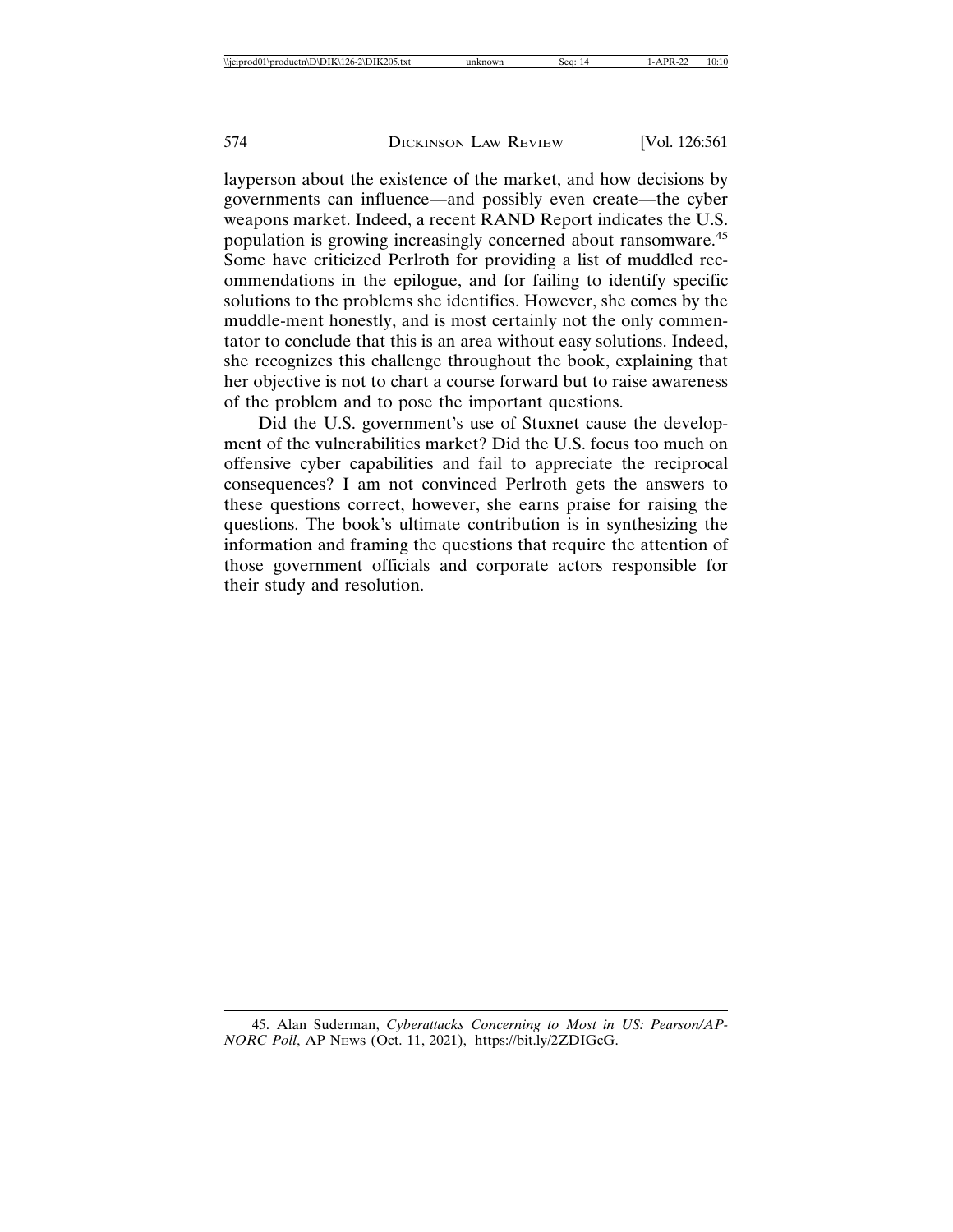layperson about the existence of the market, and how decisions by governments can influence—and possibly even create—the cyber weapons market. Indeed, a recent RAND Report indicates the U.S. population is growing increasingly concerned about ransomware.[45] Some have criticized Perlroth for providing a list of muddled recommendations in the epilogue, and for failing to identify specific solutions to the problems she identifies. However, she comes by the muddle-ment honestly, and is most certainly not the only commentator to conclude that this is an area without easy solutions. Indeed, she recognizes this challenge throughout the book, explaining that her objective is not to chart a course forward but to raise awareness of the problem and to pose the important questions.

Did the U.S. government's use of Stuxnet cause the development of the vulnerabilities market? Did the U.S. focus too much on offensive cyber capabilities and fail to appreciate the reciprocal consequences? I am not convinced Perlroth gets the answers to these questions correct, however, she earns praise for raising the questions. The book's ultimate contribution is in synthesizing the information and framing the questions that require the attention of those government officials and corporate actors responsible for their study and resolution.

45. Alan Suderman, *Cyberattacks Concerning to Most in US: Pearson/AP-NORC Poll*, AP NEWS (Oct. 11, 2021), https://bit.ly/2ZDIGcG.